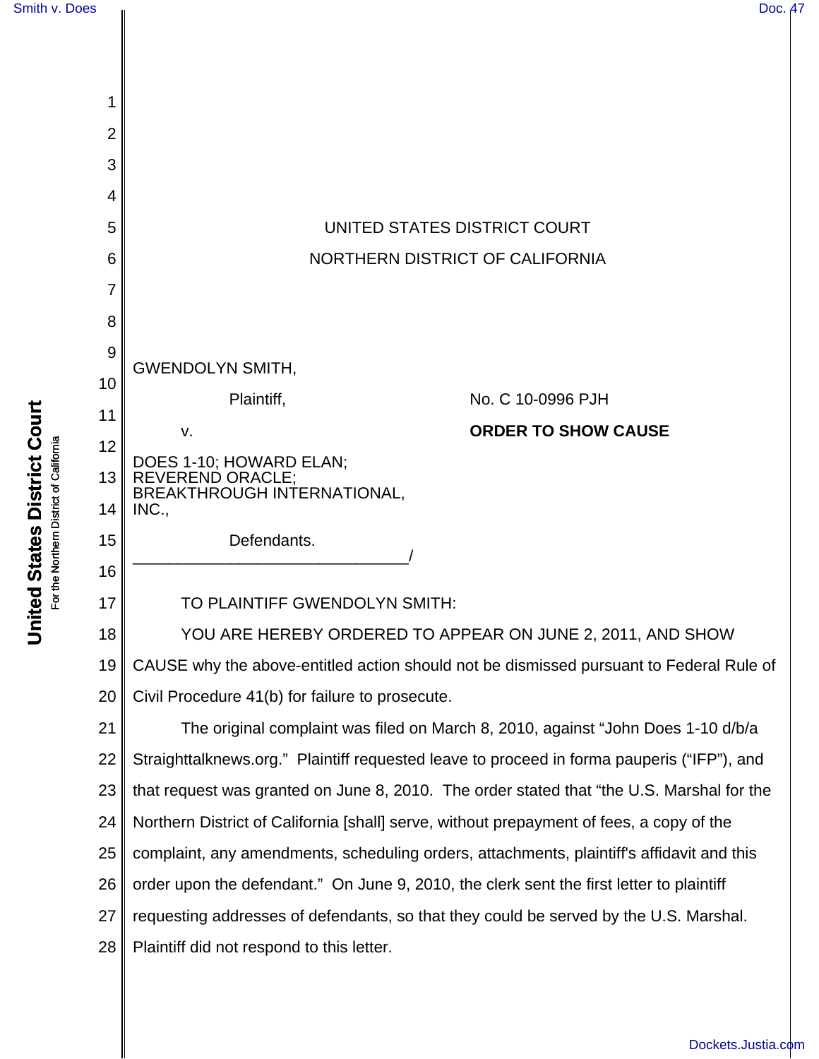UNITED STATES DISTRICT COURT

NORTHERN DISTRICT OF CALIFORNIA

GWENDOLYN SMITH,

Plaintiff,

v.

DOES 1-10; HOWARD ELAN; REVEREND ORACLE; BREAKTHROUGH INTERNATIONAL, INC.,

Defendants.
_______________________________/

No. C 10-0996 PJH

**ORDER TO SHOW CAUSE**

TO PLAINTIFF GWENDOLYN SMITH:

YOU ARE HEREBY ORDERED TO APPEAR ON JUNE 2, 2011, AND SHOW CAUSE why the above-entitled action should not be dismissed pursuant to Federal Rule of Civil Procedure 41(b) for failure to prosecute.

The original complaint was filed on March 8, 2010, against "John Does 1-10 d/b/a Straighttalknews.org." Plaintiff requested leave to proceed in forma pauperis ("IFP"), and that request was granted on June 8, 2010. The order stated that "the U.S. Marshal for the Northern District of California [shall] serve, without prepayment of fees, a copy of the complaint, any amendments, scheduling orders, attachments, plaintiff's affidavit and this order upon the defendant." On June 9, 2010, the clerk sent the first letter to plaintiff requesting addresses of defendants, so that they could be served by the U.S. Marshal. Plaintiff did not respond to this letter.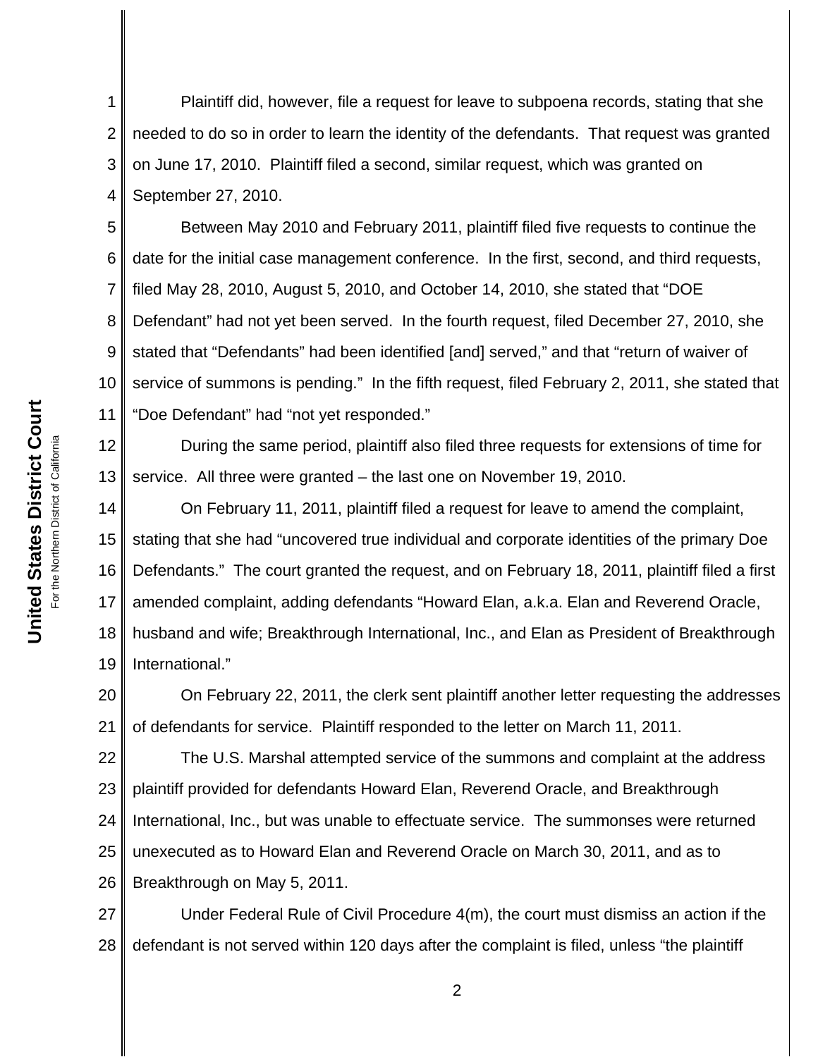Plaintiff did, however, file a request for leave to subpoena records, stating that she needed to do so in order to learn the identity of the defendants. That request was granted on June 17, 2010. Plaintiff filed a second, similar request, which was granted on September 27, 2010.

Between May 2010 and February 2011, plaintiff filed five requests to continue the date for the initial case management conference. In the first, second, and third requests, filed May 28, 2010, August 5, 2010, and October 14, 2010, she stated that "DOE Defendant" had not yet been served. In the fourth request, filed December 27, 2010, she stated that "Defendants" had been identified [and] served," and that "return of waiver of service of summons is pending." In the fifth request, filed February 2, 2011, she stated that "Doe Defendant" had "not yet responded."

During the same period, plaintiff also filed three requests for extensions of time for service. All three were granted – the last one on November 19, 2010.

On February 11, 2011, plaintiff filed a request for leave to amend the complaint, stating that she had "uncovered true individual and corporate identities of the primary Doe Defendants." The court granted the request, and on February 18, 2011, plaintiff filed a first amended complaint, adding defendants "Howard Elan, a.k.a. Elan and Reverend Oracle, husband and wife; Breakthrough International, Inc., and Elan as President of Breakthrough International."

On February 22, 2011, the clerk sent plaintiff another letter requesting the addresses of defendants for service. Plaintiff responded to the letter on March 11, 2011.

The U.S. Marshal attempted service of the summons and complaint at the address plaintiff provided for defendants Howard Elan, Reverend Oracle, and Breakthrough International, Inc., but was unable to effectuate service. The summonses were returned unexecuted as to Howard Elan and Reverend Oracle on March 30, 2011, and as to Breakthrough on May 5, 2011.

Under Federal Rule of Civil Procedure 4(m), the court must dismiss an action if the defendant is not served within 120 days after the complaint is filed, unless "the plaintiff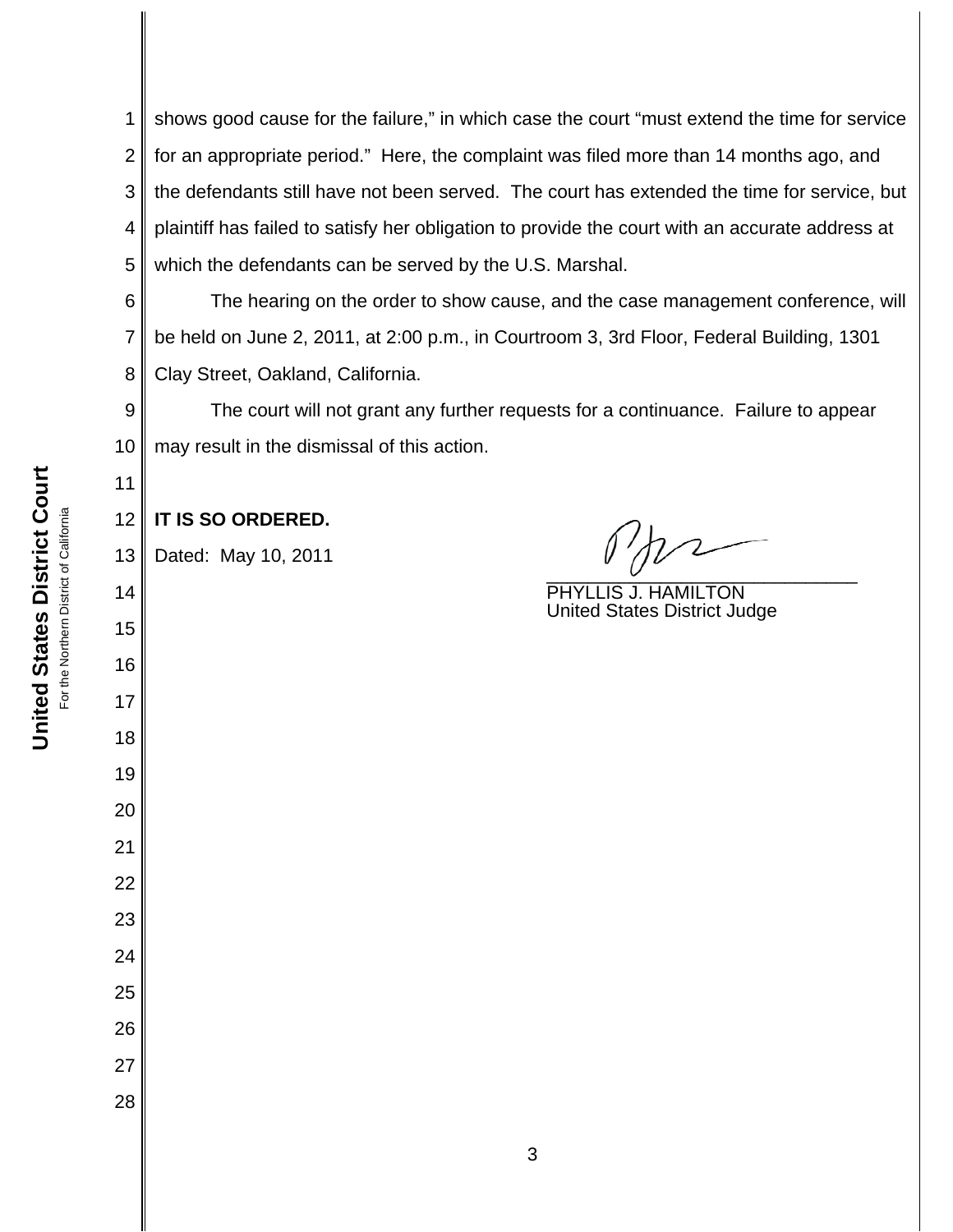shows good cause for the failure," in which case the court "must extend the time for service for an appropriate period." Here, the complaint was filed more than 14 months ago, and the defendants still have not been served. The court has extended the time for service, but plaintiff has failed to satisfy her obligation to provide the court with an accurate address at which the defendants can be served by the U.S. Marshal.

The hearing on the order to show cause, and the case management conference, will be held on June 2, 2011, at 2:00 p.m., in Courtroom 3, 3rd Floor, Federal Building, 1301 Clay Street, Oakland, California.

The court will not grant any further requests for a continuance. Failure to appear may result in the dismissal of this action.

**IT IS SO ORDERED.**

Dated: May 10, 2011

PHYLLIS J. HAMILTON
United States District Judge